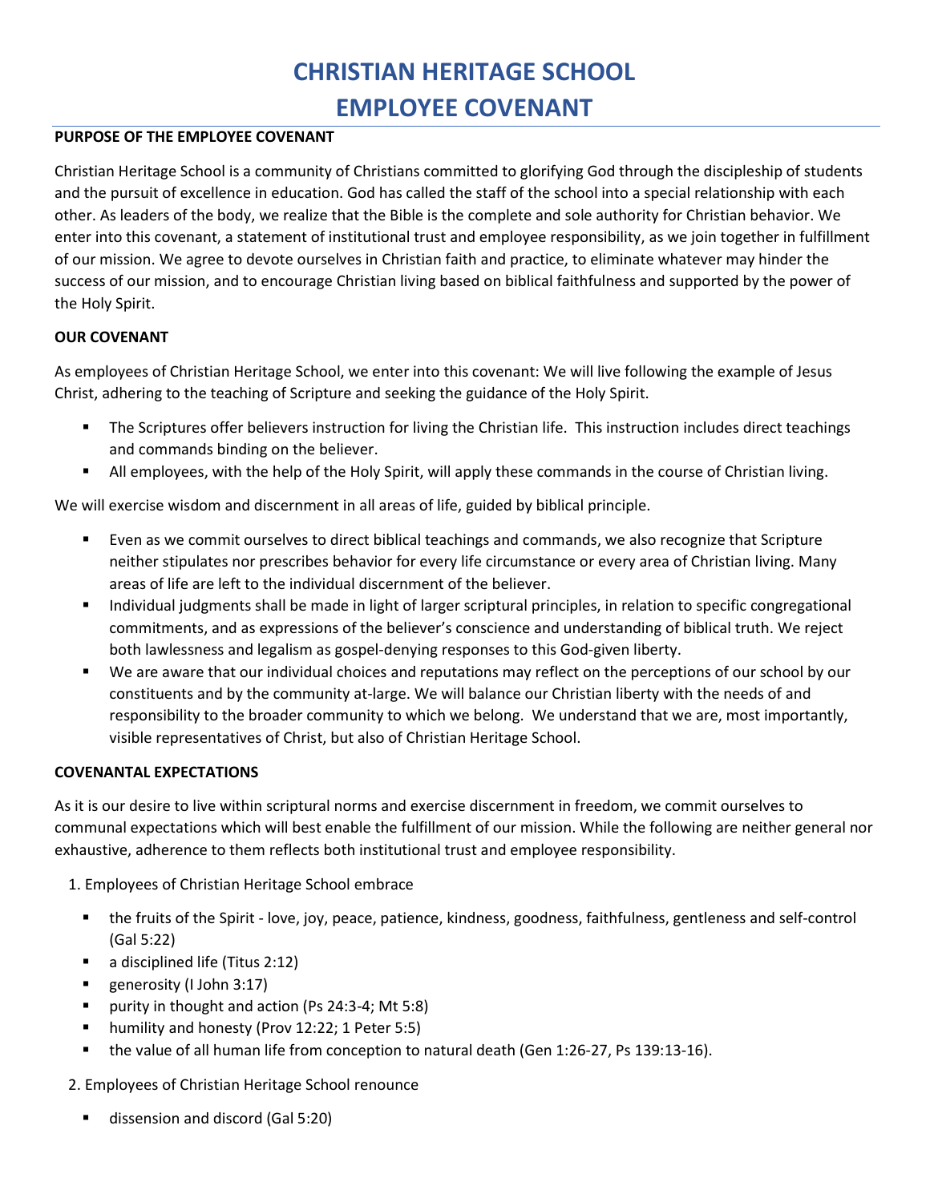# CHRISTIAN HERITAGE SCHOOL
# EMPLOYEE COVENANT

**PURPOSE OF THE EMPLOYEE COVENANT**

Christian Heritage School is a community of Christians committed to glorifying God through the discipleship of students and the pursuit of excellence in education. God has called the staff of the school into a special relationship with each other. As leaders of the body, we realize that the Bible is the complete and sole authority for Christian behavior. We enter into this covenant, a statement of institutional trust and employee responsibility, as we join together in fulfillment of our mission. We agree to devote ourselves in Christian faith and practice, to eliminate whatever may hinder the success of our mission, and to encourage Christian living based on biblical faithfulness and supported by the power of the Holy Spirit.

**OUR COVENANT**

As employees of Christian Heritage School, we enter into this covenant: We will live following the example of Jesus Christ, adhering to the teaching of Scripture and seeking the guidance of the Holy Spirit.

- The Scriptures offer believers instruction for living the Christian life. This instruction includes direct teachings and commands binding on the believer.
- All employees, with the help of the Holy Spirit, will apply these commands in the course of Christian living.

We will exercise wisdom and discernment in all areas of life, guided by biblical principle.

- Even as we commit ourselves to direct biblical teachings and commands, we also recognize that Scripture neither stipulates nor prescribes behavior for every life circumstance or every area of Christian living. Many areas of life are left to the individual discernment of the believer.
- Individual judgments shall be made in light of larger scriptural principles, in relation to specific congregational commitments, and as expressions of the believer's conscience and understanding of biblical truth. We reject both lawlessness and legalism as gospel-denying responses to this God-given liberty.
- We are aware that our individual choices and reputations may reflect on the perceptions of our school by our constituents and by the community at-large. We will balance our Christian liberty with the needs of and responsibility to the broader community to which we belong. We understand that we are, most importantly, visible representatives of Christ, but also of Christian Heritage School.

**COVENANTAL EXPECTATIONS**

As it is our desire to live within scriptural norms and exercise discernment in freedom, we commit ourselves to communal expectations which will best enable the fulfillment of our mission. While the following are neither general nor exhaustive, adherence to them reflects both institutional trust and employee responsibility.

1. Employees of Christian Heritage School embrace
   - the fruits of the Spirit - love, joy, peace, patience, kindness, goodness, faithfulness, gentleness and self-control (Gal 5:22)
   - a disciplined life (Titus 2:12)
   - generosity (I John 3:17)
   - purity in thought and action (Ps 24:3-4; Mt 5:8)
   - humility and honesty (Prov 12:22; 1 Peter 5:5)
   - the value of all human life from conception to natural death (Gen 1:26-27, Ps 139:13-16).
2. Employees of Christian Heritage School renounce
   - dissension and discord (Gal 5:20)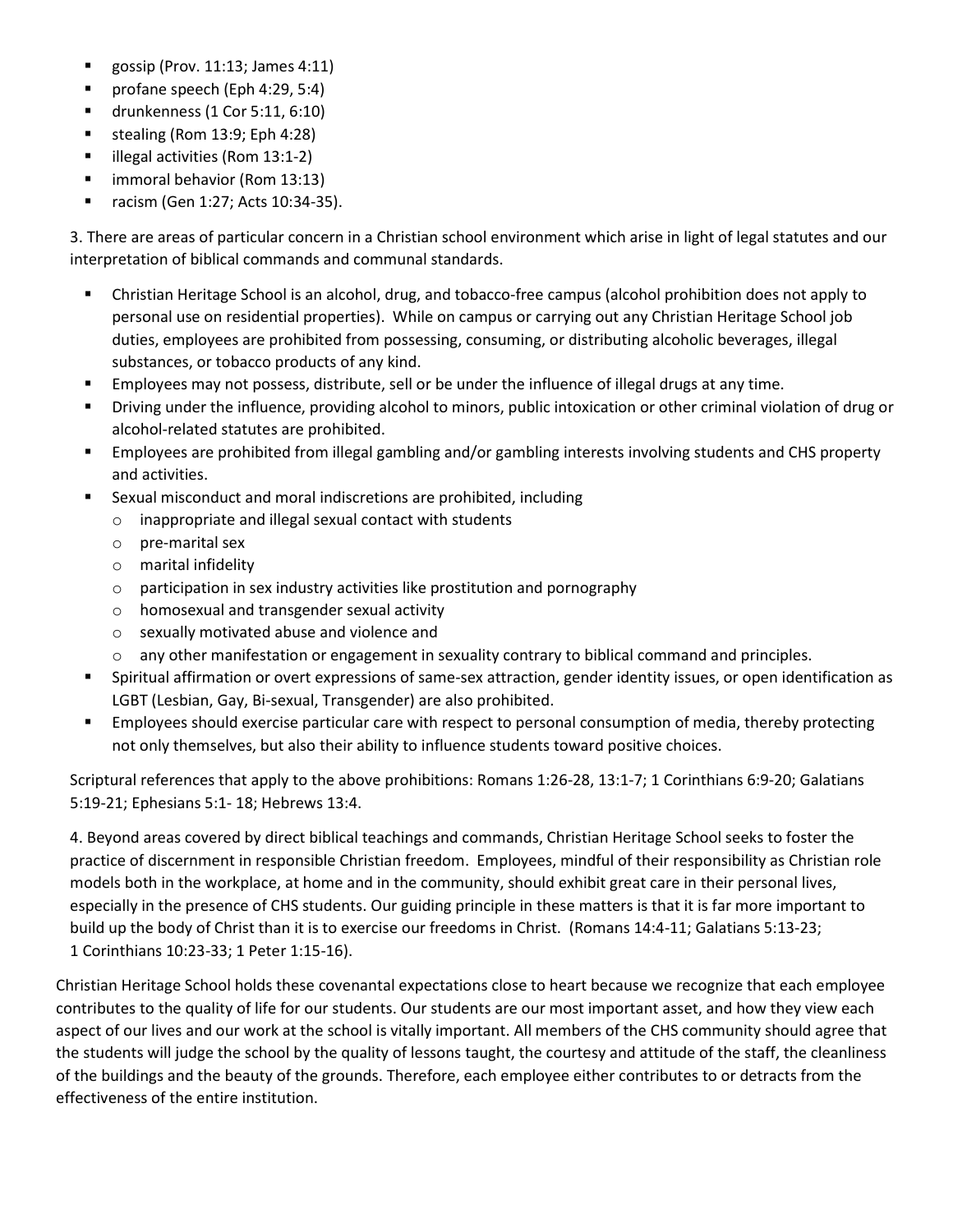- gossip (Prov. 11:13; James 4:11)
- profane speech (Eph 4:29, 5:4)
- drunkenness (1 Cor 5:11, 6:10)
- stealing (Rom 13:9; Eph 4:28)
- illegal activities (Rom 13:1-2)
- immoral behavior (Rom 13:13)
- racism (Gen 1:27; Acts 10:34-35).

3. There are areas of particular concern in a Christian school environment which arise in light of legal statutes and our interpretation of biblical commands and communal standards.

- Christian Heritage School is an alcohol, drug, and tobacco-free campus (alcohol prohibition does not apply to personal use on residential properties). While on campus or carrying out any Christian Heritage School job duties, employees are prohibited from possessing, consuming, or distributing alcoholic beverages, illegal substances, or tobacco products of any kind.
- Employees may not possess, distribute, sell or be under the influence of illegal drugs at any time.
- Driving under the influence, providing alcohol to minors, public intoxication or other criminal violation of drug or alcohol-related statutes are prohibited.
- Employees are prohibited from illegal gambling and/or gambling interests involving students and CHS property and activities.
- Sexual misconduct and moral indiscretions are prohibited, including
  - inappropriate and illegal sexual contact with students
  - pre-marital sex
  - marital infidelity
  - participation in sex industry activities like prostitution and pornography
  - homosexual and transgender sexual activity
  - sexually motivated abuse and violence and
  - any other manifestation or engagement in sexuality contrary to biblical command and principles.
- Spiritual affirmation or overt expressions of same-sex attraction, gender identity issues, or open identification as LGBT (Lesbian, Gay, Bi-sexual, Transgender) are also prohibited.
- Employees should exercise particular care with respect to personal consumption of media, thereby protecting not only themselves, but also their ability to influence students toward positive choices.

Scriptural references that apply to the above prohibitions: Romans 1:26-28, 13:1-7; 1 Corinthians 6:9-20; Galatians 5:19-21; Ephesians 5:1- 18; Hebrews 13:4.

4. Beyond areas covered by direct biblical teachings and commands, Christian Heritage School seeks to foster the practice of discernment in responsible Christian freedom. Employees, mindful of their responsibility as Christian role models both in the workplace, at home and in the community, should exhibit great care in their personal lives, especially in the presence of CHS students. Our guiding principle in these matters is that it is far more important to build up the body of Christ than it is to exercise our freedoms in Christ. (Romans 14:4-11; Galatians 5:13-23; 1 Corinthians 10:23-33; 1 Peter 1:15-16).

Christian Heritage School holds these covenantal expectations close to heart because we recognize that each employee contributes to the quality of life for our students. Our students are our most important asset, and how they view each aspect of our lives and our work at the school is vitally important. All members of the CHS community should agree that the students will judge the school by the quality of lessons taught, the courtesy and attitude of the staff, the cleanliness of the buildings and the beauty of the grounds. Therefore, each employee either contributes to or detracts from the effectiveness of the entire institution.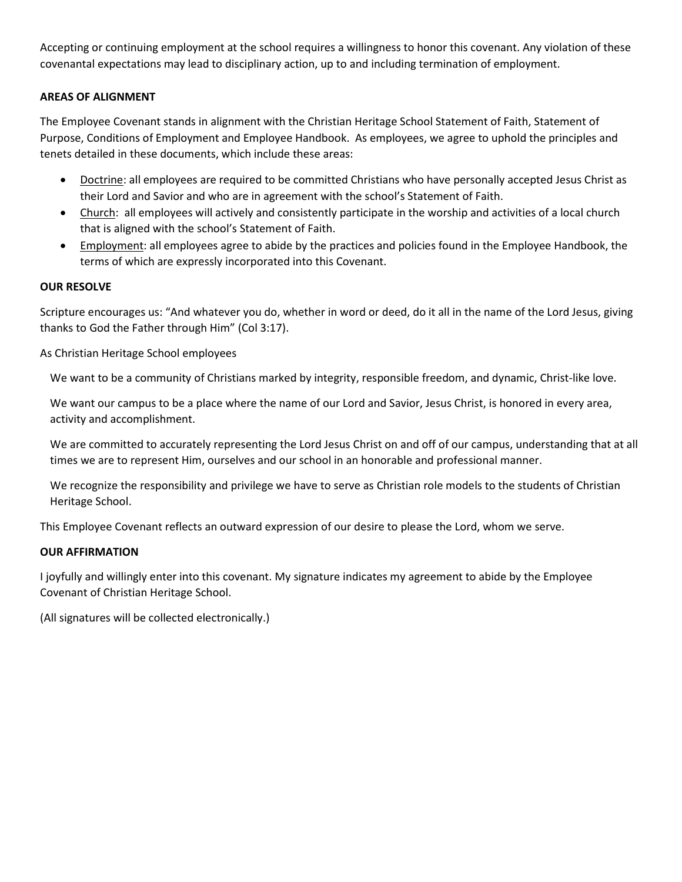Accepting or continuing employment at the school requires a willingness to honor this covenant. Any violation of these covenantal expectations may lead to disciplinary action, up to and including termination of employment.

**AREAS OF ALIGNMENT**

The Employee Covenant stands in alignment with the Christian Heritage School Statement of Faith, Statement of Purpose, Conditions of Employment and Employee Handbook. As employees, we agree to uphold the principles and tenets detailed in these documents, which include these areas:

- <u>Doctrine</u>: all employees are required to be committed Christians who have personally accepted Jesus Christ as their Lord and Savior and who are in agreement with the school's Statement of Faith.
- <u>Church</u>: all employees will actively and consistently participate in the worship and activities of a local church that is aligned with the school's Statement of Faith.
- <u>Employment</u>: all employees agree to abide by the practices and policies found in the Employee Handbook, the terms of which are expressly incorporated into this Covenant.

**OUR RESOLVE**

Scripture encourages us: "And whatever you do, whether in word or deed, do it all in the name of the Lord Jesus, giving thanks to God the Father through Him" (Col 3:17).

As Christian Heritage School employees

We want to be a community of Christians marked by integrity, responsible freedom, and dynamic, Christ-like love.

We want our campus to be a place where the name of our Lord and Savior, Jesus Christ, is honored in every area, activity and accomplishment.

We are committed to accurately representing the Lord Jesus Christ on and off of our campus, understanding that at all times we are to represent Him, ourselves and our school in an honorable and professional manner.

We recognize the responsibility and privilege we have to serve as Christian role models to the students of Christian Heritage School.

This Employee Covenant reflects an outward expression of our desire to please the Lord, whom we serve.

**OUR AFFIRMATION**

I joyfully and willingly enter into this covenant. My signature indicates my agreement to abide by the Employee Covenant of Christian Heritage School.

(All signatures will be collected electronically.)